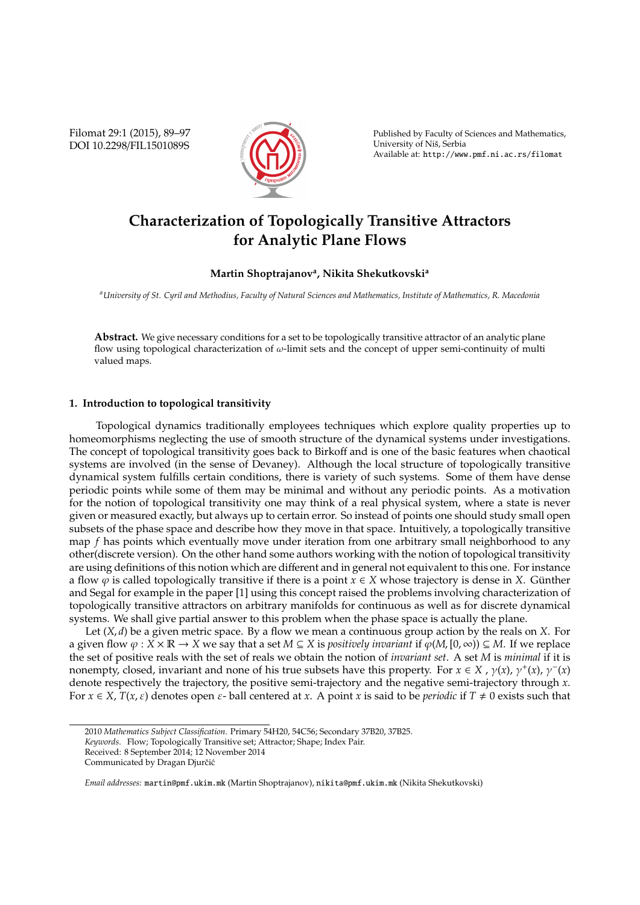# Characterization of Topologically Transitive Attractors for Analytic Plane Flows

**Martin Shoptrajanov[a], Nikita Shekutkovski[a]**

[a] *University of St. Cyril and Methodius, Faculty of Natural Sciences and Mathematics, Institute of Mathematics, R. Macedonia*

**Abstract.** We give necessary conditions for a set to be topologically transitive attractor of an analytic plane flow using topological characterization of $\omega$-limit sets and the concept of upper semi-continuity of multi valued maps.

## 1. Introduction to topological transitivity

Topological dynamics traditionally employees techniques which explore quality properties up to homeomorphisms neglecting the use of smooth structure of the dynamical systems under investigations. The concept of topological transitivity goes back to Birkoff and is one of the basic features when chaotical systems are involved (in the sense of Devaney). Although the local structure of topologically transitive dynamical system fulfills certain conditions, there is variety of such systems. Some of them have dense periodic points while some of them may be minimal and without any periodic points. As a motivation for the notion of topological transitivity one may think of a real physical system, where a state is never given or measured exactly, but always up to certain error. So instead of points one should study small open subsets of the phase space and describe how they move in that space. Intuitively, a topologically transitive map $f$ has points which eventually move under iteration from one arbitrary small neighborhood to any other(discrete version). On the other hand some authors working with the notion of topological transitivity are using definitions of this notion which are different and in general not equivalent to this one. For instance a flow $\varphi$ is called topologically transitive if there is a point $x \in X$ whose trajectory is dense in $X$. Günther and Segal for example in the paper [1] using this concept raised the problems involving characterization of topologically transitive attractors on arbitrary manifolds for continuous as well as for discrete dynamical systems. We shall give partial answer to this problem when the phase space is actually the plane.

Let $(X, d)$ be a given metric space. By a flow we mean a continuous group action by the reals on $X$. For a given flow $\varphi : X \times \mathbb{R} \to X$ we say that a set $M \subseteq X$ is *positively invariant* if $\varphi(M, [0, \infty)) \subseteq M$. If we replace the set of positive reals with the set of reals we obtain the notion of *invariant set*. A set $M$ is *minimal* if it is nonempty, closed, invariant and none of his true subsets have this property. For $x \in X$ , $\gamma(x)$, $\gamma^{+}(x)$, $\gamma^{-}(x)$ denote respectively the trajectory, the positive semi-trajectory and the negative semi-trajectory through $x$. For $x \in X$, $T(x, \varepsilon)$ denotes open $\varepsilon$- ball centered at $x$. A point $x$ is said to be *periodic* if $T \neq 0$ exists such that

---

2010 *Mathematics Subject Classification*. Primary 54H20, 54C56; Secondary 37B20, 37B25.

*Keywords*. Flow; Topologically Transitive set; Attractor; Shape; Index Pair.

Received: 8 September 2014; 12 November 2014

Communicated by Dragan Djurčić

*Email addresses:* martin@pmf.ukim.mk (Martin Shoptrajanov), nikita@pmf.ukim.mk (Nikita Shekutkovski)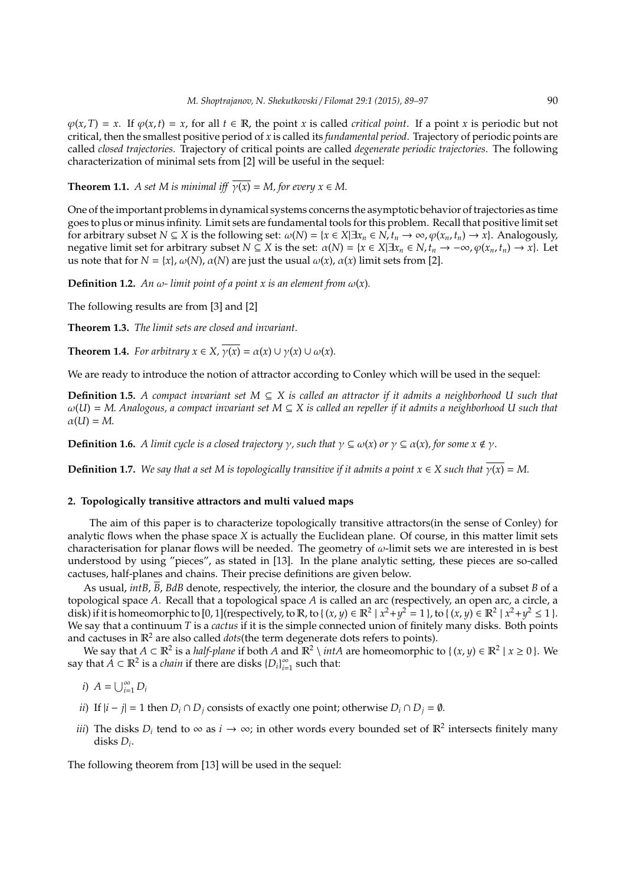$\varphi(x, T) = x$. If $\varphi(x, t) = x$, for all $t \in \mathbb{R}$, the point $x$ is called *critical point*. If a point $x$ is periodic but not critical, then the smallest positive period of $x$ is called its *fundamental period*. Trajectory of periodic points are called *closed trajectories*. Trajectory of critical points are called *degenerate periodic trajectories*. The following characterization of minimal sets from [2] will be useful in the sequel:

**Theorem 1.1.** *A set $M$ is minimal iff $\overline{\gamma(x)} = M$, for every $x \in M$.*

One of the important problems in dynamical systems concerns the asymptotic behavior of trajectories as time goes to plus or minus infinity. Limit sets are fundamental tools for this problem. Recall that positive limit set for arbitrary subset $N \subseteq X$ is the following set: $\omega(N) = \{x \in X | \exists x_n \in N, t_n \to \infty, \varphi(x_n, t_n) \to x\}$. Analogously, negative limit set for arbitrary subset $N \subseteq X$ is the set: $\alpha(N) = \{x \in X | \exists x_n \in N, t_n \to -\infty, \varphi(x_n, t_n) \to x\}$. Let us note that for $N = \{x\}$, $\omega(N)$, $\alpha(N)$ are just the usual $\omega(x)$, $\alpha(x)$ limit sets from [2].

**Definition 1.2.** *An $\omega$- limit point of a point $x$ is an element from $\omega(x)$.*

The following results are from [3] and [2]

**Theorem 1.3.** *The limit sets are closed and invariant.*

**Theorem 1.4.** *For arbitrary $x \in X$, $\overline{\gamma(x)} = \alpha(x) \cup \gamma(x) \cup \omega(x)$.*

We are ready to introduce the notion of attractor according to Conley which will be used in the sequel:

**Definition 1.5.** *A compact invariant set $M \subseteq X$ is called an attractor if it admits a neighborhood $U$ such that $\omega(U) = M$. Analogous, a compact invariant set $M \subseteq X$ is called an repeller if it admits a neighborhood $U$ such that $\alpha(U) = M$.*

**Definition 1.6.** *A limit cycle is a closed trajectory $\gamma$, such that $\gamma \subseteq \omega(x)$ or $\gamma \subseteq \alpha(x)$, for some $x \notin \gamma$.*

**Definition 1.7.** *We say that a set $M$ is topologically transitive if it admits a point $x \in X$ such that $\overline{\gamma(x)} = M$.*

## 2. Topologically transitive attractors and multi valued maps

The aim of this paper is to characterize topologically transitive attractors(in the sense of Conley) for analytic flows when the phase space $X$ is actually the Euclidean plane. Of course, in this matter limit sets characterisation for planar flows will be needed. The geometry of $\omega$-limit sets we are interested in is best understood by using "pieces", as stated in [13]. In the plane analytic setting, these pieces are so-called cactuses, half-planes and chains. Their precise definitions are given below.

As usual, $intB$, $\overline{B}$, $BdB$ denote, respectively, the interior, the closure and the boundary of a subset $B$ of a topological space $A$. Recall that a topological space $A$ is called an arc (respectively, an open arc, a circle, a disk) if it is homeomorphic to $[0, 1]$(respectively, to $\mathbb{R}$, to $\{(x, y) \in \mathbb{R}^2 \mid x^2+y^2 = 1\}$, to $\{(x, y) \in \mathbb{R}^2 \mid x^2+y^2 \leq 1\}$. We say that a continuum $T$ is a *cactus* if it is the simple connected union of finitely many disks. Both points and cactuses in $\mathbb{R}^2$ are also called *dots*(the term degenerate dots refers to points).

We say that $A \subset \mathbb{R}^2$ is a *half-plane* if both $A$ and $\mathbb{R}^2 \setminus intA$ are homeomorphic to $\{(x, y) \in \mathbb{R}^2 \mid x \geq 0\}$. We say that $A \subset \mathbb{R}^2$ is a *chain* if there are disks $\{D_i\}_{i=1}^{\infty}$ such that:

*i*) $A = \bigcup_{i=1}^{\infty} D_i$

*ii*) If $|i - j| = 1$ then $D_i \cap D_j$ consists of exactly one point; otherwise $D_i \cap D_j = \emptyset$.

*iii*) The disks $D_i$ tend to $\infty$ as $i \to \infty$; in other words every bounded set of $\mathbb{R}^2$ intersects finitely many disks $D_i$.

The following theorem from [13] will be used in the sequel: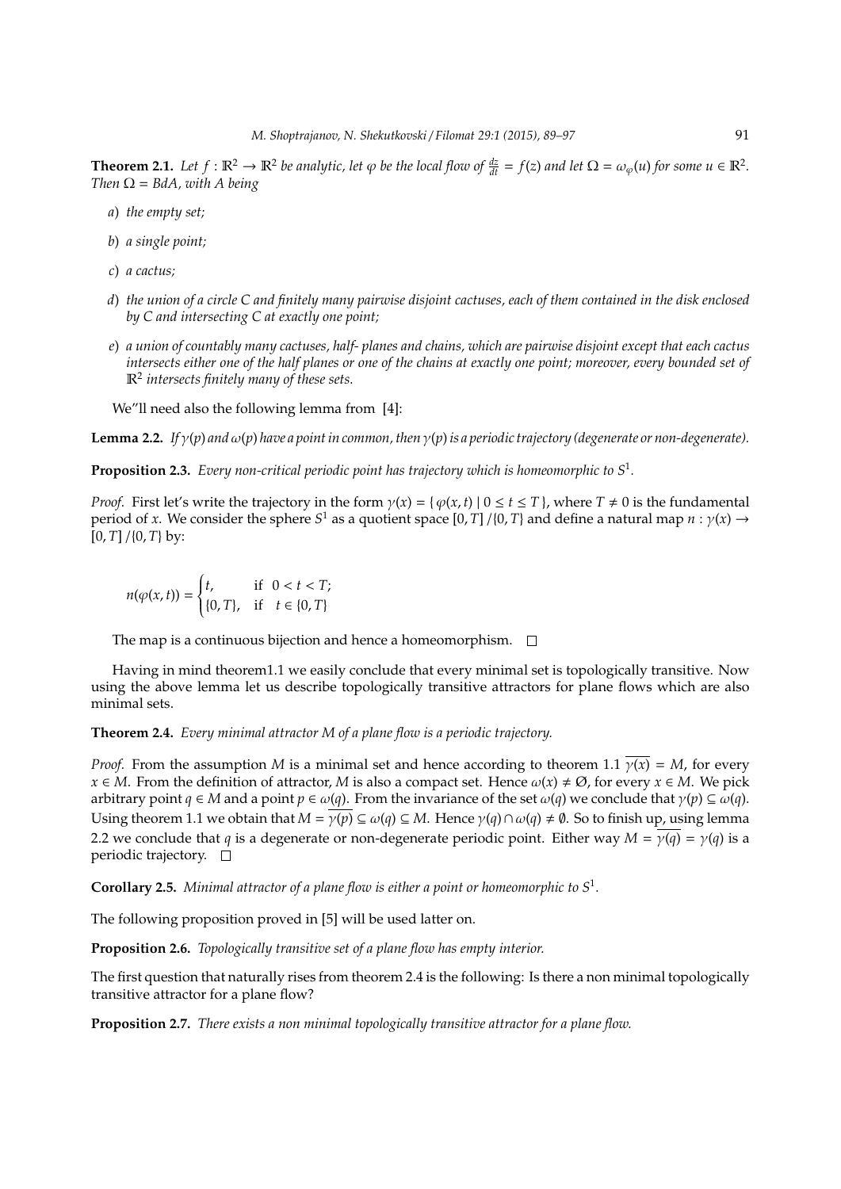**Theorem 2.1.** *Let $f : \mathbb{R}^2 \to \mathbb{R}^2$ be analytic, let $\varphi$ be the local flow of $\frac{dz}{dt} = f(z)$ and let $\Omega = \omega_\varphi(u)$ for some $u \in \mathbb{R}^2$. Then $\Omega = BdA$, with $A$ being*

*a) the empty set;*

*b) a single point;*

*c) a cactus;*

*d) the union of a circle $C$ and finitely many pairwise disjoint cactuses, each of them contained in the disk enclosed by $C$ and intersecting $C$ at exactly one point;*

*e) a union of countably many cactuses, half- planes and chains, which are pairwise disjoint except that each cactus intersects either one of the half planes or one of the chains at exactly one point; moreover, every bounded set of $\mathbb{R}^2$ intersects finitely many of these sets.*

We"ll need also the following lemma from [4]:

**Lemma 2.2.** *If $\gamma(p)$ and $\omega(p)$ have a point in common, then $\gamma(p)$ is a periodic trajectory (degenerate or non-degenerate).*

**Proposition 2.3.** *Every non-critical periodic point has trajectory which is homeomorphic to $S^1$.*

*Proof.* First let's write the trajectory in the form $\gamma(x) = \{\varphi(x,t) \mid 0 \le t \le T\}$, where $T \neq 0$ is the fundamental period of $x$. We consider the sphere $S^1$ as a quotient space $[0,T]/\{0,T\}$ and define a natural map $n : \gamma(x) \to [0,T]/\{0,T\}$ by:

$$n(\varphi(x,t)) = \begin{cases} t, & \text{if } 0 < t < T; \\ \{0,T\}, & \text{if } t \in \{0,T\} \end{cases}$$

The map is a continuous bijection and hence a homeomorphism. □

Having in mind theorem1.1 we easily conclude that every minimal set is topologically transitive. Now using the above lemma let us describe topologically transitive attractors for plane flows which are also minimal sets.

**Theorem 2.4.** *Every minimal attractor $M$ of a plane flow is a periodic trajectory.*

*Proof.* From the assumption $M$ is a minimal set and hence according to theorem 1.1 $\overline{\gamma(x)} = M$, for every $x \in M$. From the definition of attractor, $M$ is also a compact set. Hence $\omega(x) \neq \emptyset$, for every $x \in M$. We pick arbitrary point $q \in M$ and a point $p \in \omega(q)$. From the invariance of the set $\omega(q)$ we conclude that $\gamma(p) \subseteq \omega(q)$. Using theorem 1.1 we obtain that $M = \overline{\gamma(p)} \subseteq \omega(q) \subseteq M$. Hence $\gamma(q) \cap \omega(q) \neq \emptyset$. So to finish up, using lemma 2.2 we conclude that $q$ is a degenerate or non-degenerate periodic point. Either way $M = \overline{\gamma(q)} = \gamma(q)$ is a periodic trajectory. □

**Corollary 2.5.** *Minimal attractor of a plane flow is either a point or homeomorphic to $S^1$.*

The following proposition proved in [5] will be used latter on.

**Proposition 2.6.** *Topologically transitive set of a plane flow has empty interior.*

The first question that naturally rises from theorem 2.4 is the following: Is there a non minimal topologically transitive attractor for a plane flow?

**Proposition 2.7.** *There exists a non minimal topologically transitive attractor for a plane flow.*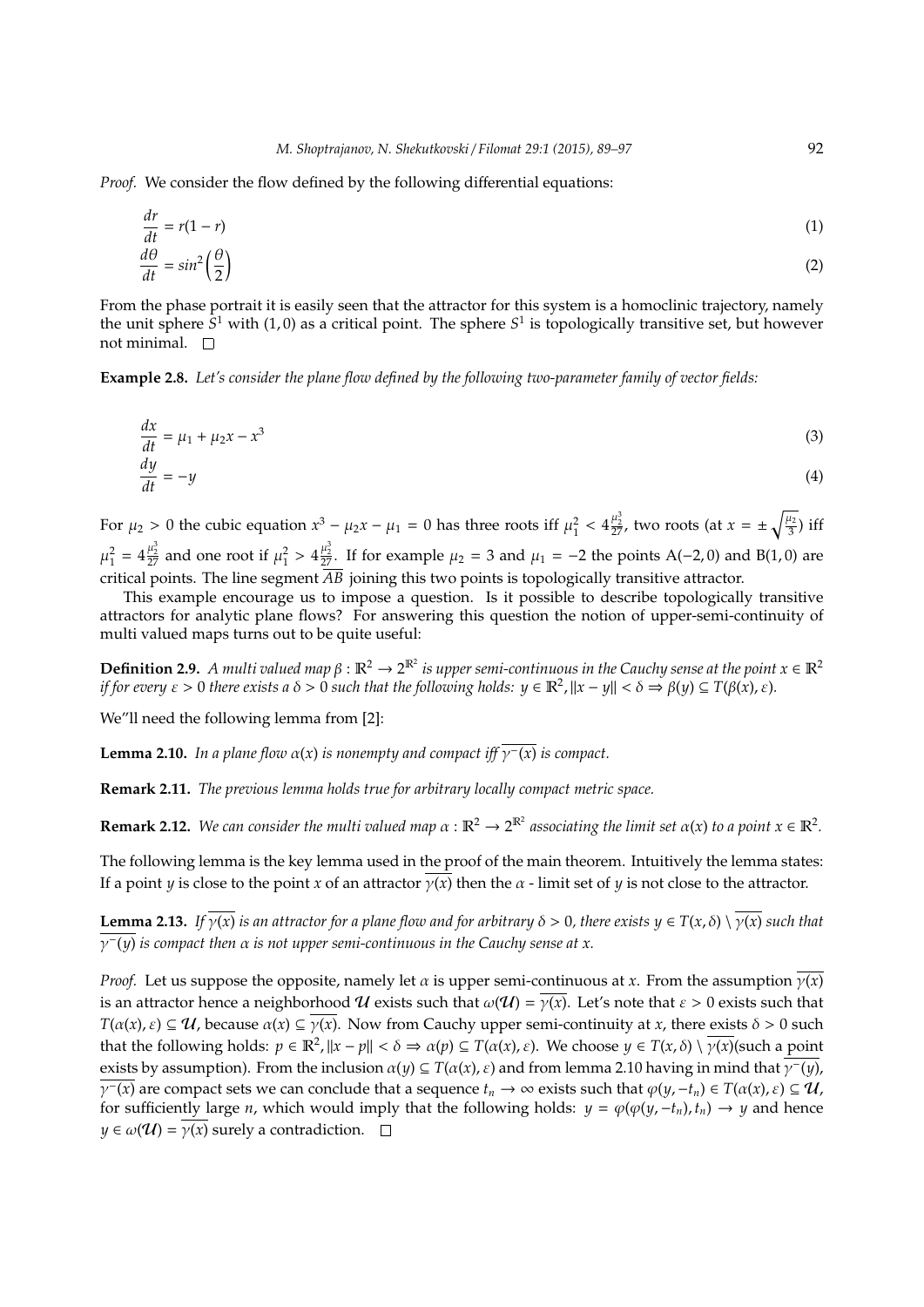*Proof.* We consider the flow defined by the following differential equations:

$$\frac{dr}{dt} = r(1-r) \tag{1}$$

$$\frac{d\theta}{dt} = sin^2\Big(\frac{\theta}{2}\Big) \tag{2}$$

From the phase portrait it is easily seen that the attractor for this system is a homoclinic trajectory, namely the unit sphere $S^1$ with $(1,0)$ as a critical point. The sphere $S^1$ is topologically transitive set, but however not minimal. □

**Example 2.8.** *Let's consider the plane flow defined by the following two-parameter family of vector fields:*

$$\frac{dx}{dt} = \mu_1 + \mu_2 x - x^3 \tag{3}$$

$$\frac{dy}{dt} = -y \tag{4}$$

For $\mu_2 > 0$ the cubic equation $x^3 - \mu_2 x - \mu_1 = 0$ has three roots iff $\mu_1^2 < 4\frac{\mu_2^3}{27}$, two roots (at $x = \pm\sqrt{\frac{\mu_2}{3}}$) iff $\mu_1^2 = 4\frac{\mu_2^3}{27}$ and one root if $\mu_1^2 > 4\frac{\mu_2^3}{27}$. If for example $\mu_2 = 3$ and $\mu_1 = -2$ the points A$(-2,0)$ and B$(1,0)$ are critical points. The line segment $\overline{AB}$ joining this two points is topologically transitive attractor.

This example encourage us to impose a question. Is it possible to describe topologically transitive attractors for analytic plane flows? For answering this question the notion of upper-semi-continuity of multi valued maps turns out to be quite useful:

**Definition 2.9.** *A multi valued map $\beta : \mathbb{R}^2 \to 2^{\mathbb{R}^2}$ is upper semi-continuous in the Cauchy sense at the point $x \in \mathbb{R}^2$ if for every $\varepsilon > 0$ there exists a $\delta > 0$ such that the following holds: $y \in \mathbb{R}^2, \|x - y\| < \delta \Rightarrow \beta(y) \subseteq T(\beta(x), \varepsilon)$.*

We"ll need the following lemma from [2]:

**Lemma 2.10.** *In a plane flow $\alpha(x)$ is nonempty and compact iff $\overline{\gamma^-(x)}$ is compact.*

**Remark 2.11.** *The previous lemma holds true for arbitrary locally compact metric space.*

**Remark 2.12.** *We can consider the multi valued map $\alpha : \mathbb{R}^2 \to 2^{\mathbb{R}^2}$ associating the limit set $\alpha(x)$ to a point $x \in \mathbb{R}^2$.*

The following lemma is the key lemma used in the proof of the main theorem. Intuitively the lemma states: If a point $y$ is close to the point $x$ of an attractor $\overline{\gamma(x)}$ then the $\alpha$ - limit set of $y$ is not close to the attractor.

**Lemma 2.13.** *If $\overline{\gamma(x)}$ is an attractor for a plane flow and for arbitrary $\delta > 0$, there exists $y \in T(x,\delta) \setminus \overline{\gamma(x)}$ such that $\overline{\gamma^-(y)}$ is compact then $\alpha$ is not upper semi-continuous in the Cauchy sense at $x$.*

*Proof.* Let us suppose the opposite, namely let $\alpha$ is upper semi-continuous at $x$. From the assumption $\overline{\gamma(x)}$ is an attractor hence a neighborhood $\mathcal{U}$ exists such that $\omega(\mathcal{U}) = \overline{\gamma(x)}$. Let's note that $\varepsilon > 0$ exists such that $T(\alpha(x),\varepsilon) \subseteq \mathcal{U}$, because $\alpha(x) \subseteq \overline{\gamma(x)}$. Now from Cauchy upper semi-continuity at $x$, there exists $\delta > 0$ such that the following holds: $p \in \mathbb{R}^2, \|x - p\| < \delta \Rightarrow \alpha(p) \subseteq T(\alpha(x),\varepsilon)$. We choose $y \in T(x,\delta) \setminus \overline{\gamma(x)}$(such a point exists by assumption). From the inclusion $\alpha(y) \subseteq T(\alpha(x),\varepsilon)$ and from lemma 2.10 having in mind that $\overline{\gamma^-(y)}$, $\overline{\gamma^-(x)}$ are compact sets we can conclude that a sequence $t_n \to \infty$ exists such that $\varphi(y, -t_n) \in T(\alpha(x),\varepsilon) \subseteq \mathcal{U}$, for sufficiently large $n$, which would imply that the following holds: $y = \varphi(\varphi(y,-t_n), t_n) \to y$ and hence $y \in \omega(\mathcal{U}) = \overline{\gamma(x)}$ surely a contradiction. □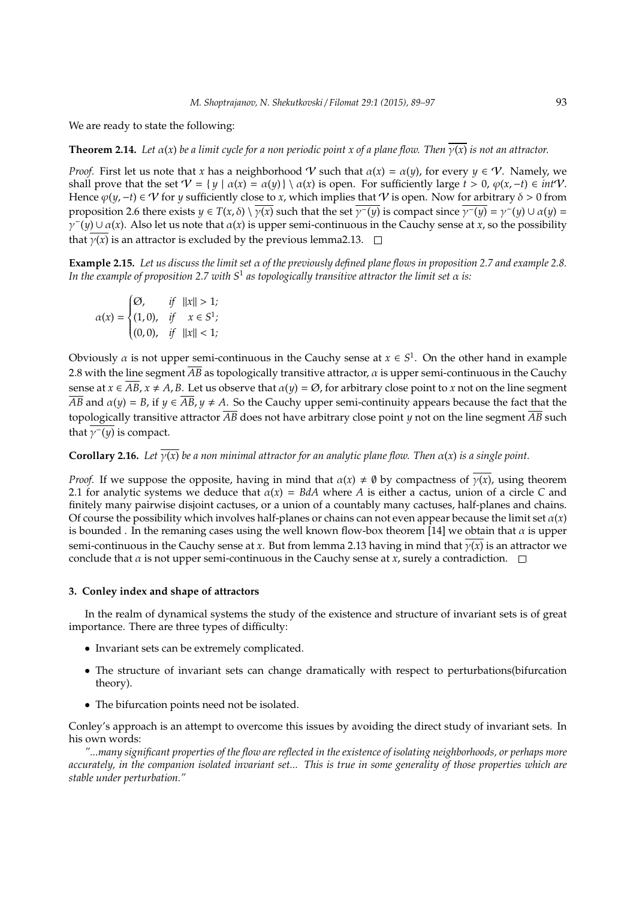We are ready to state the following:

**Theorem 2.14.** *Let $\alpha(x)$ be a limit cycle for a non periodic point $x$ of a plane flow. Then $\overline{\gamma(x)}$ is not an attractor.*

*Proof.* First let us note that $x$ has a neighborhood $\mathcal{V}$ such that $\alpha(x) = \alpha(y)$, for every $y \in \mathcal{V}$. Namely, we shall prove that the set $\mathcal{V} = \{ y \mid \alpha(x) = \alpha(y)\} \setminus \alpha(x)$ is open. For sufficiently large $t > 0$, $\varphi(x, -t) \in int\mathcal{V}$. Hence $\varphi(y, -t) \in \mathcal{V}$ for $y$ sufficiently close to $x$, which implies that $\mathcal{V}$ is open. Now for arbitrary $\delta > 0$ from proposition 2.6 there exists $y \in T(x, \delta) \setminus \overline{\gamma(x)}$ such that the set $\overline{\gamma^-(y)}$ is compact since $\overline{\gamma^-(y)} = \gamma^-(y) \cup \alpha(y) = \gamma^-(y) \cup \alpha(x)$. Also let us note that $\alpha(x)$ is upper semi-continuous in the Cauchy sense at $x$, so the possibility that $\overline{\gamma(x)}$ is an attractor is excluded by the previous lemma2.13. $\square$

**Example 2.15.** *Let us discuss the limit set $\alpha$ of the previously defined plane flows in proposition 2.7 and example 2.8. In the example of proposition 2.7 with $S^1$ as topologically transitive attractor the limit set $\alpha$ is:*

$$\alpha(x) = \begin{cases} \emptyset, & if \ \ \|x\| > 1; \\ (1, 0), & if \quad x \in S^1; \\ (0, 0), & if \ \ \|x\| < 1; \end{cases}$$

Obviously $\alpha$ is not upper semi-continuous in the Cauchy sense at $x \in S^1$. On the other hand in example 2.8 with the line segment $\overline{AB}$ as topologically transitive attractor, $\alpha$ is upper semi-continuous in the Cauchy sense at $x \in \overline{AB}$, $x \neq A, B$. Let us observe that $\alpha(y) = \emptyset$, for arbitrary close point to $x$ not on the line segment $\overline{AB}$ and $\alpha(y) = B$, if $y \in \overline{AB}$, $y \neq A$. So the Cauchy upper semi-continuity appears because the fact that the topologically transitive attractor $\overline{AB}$ does not have arbitrary close point $y$ not on the line segment $\overline{AB}$ such that $\overline{\gamma^-(y)}$ is compact.

**Corollary 2.16.** *Let $\overline{\gamma(x)}$ be a non minimal attractor for an analytic plane flow. Then $\alpha(x)$ is a single point.*

*Proof.* If we suppose the opposite, having in mind that $\alpha(x) \neq \emptyset$ by compactness of $\overline{\gamma(x)}$, using theorem 2.1 for analytic systems we deduce that $\alpha(x) = BdA$ where $A$ is either a cactus, union of a circle $C$ and finitely many pairwise disjoint cactuses, or a union of a countably many cactuses, half-planes and chains. Of course the possibility which involves half-planes or chains can not even appear because the limit set $\alpha(x)$ is bounded . In the remaning cases using the well known flow-box theorem [14] we obtain that $\alpha$ is upper semi-continuous in the Cauchy sense at $x$. But from lemma 2.13 having in mind that $\overline{\gamma(x)}$ is an attractor we conclude that $\alpha$ is not upper semi-continuous in the Cauchy sense at $x$, surely a contradiction. $\square$

## 3. Conley index and shape of attractors

In the realm of dynamical systems the study of the existence and structure of invariant sets is of great importance. There are three types of difficulty:

- Invariant sets can be extremely complicated.
- The structure of invariant sets can change dramatically with respect to perturbations(bifurcation theory).
- The bifurcation points need not be isolated.

Conley's approach is an attempt to overcome this issues by avoiding the direct study of invariant sets. In his own words:

*"...many significant properties of the flow are reflected in the existence of isolating neighborhoods, or perhaps more accurately, in the companion isolated invariant set... This is true in some generality of those properties which are stable under perturbation."*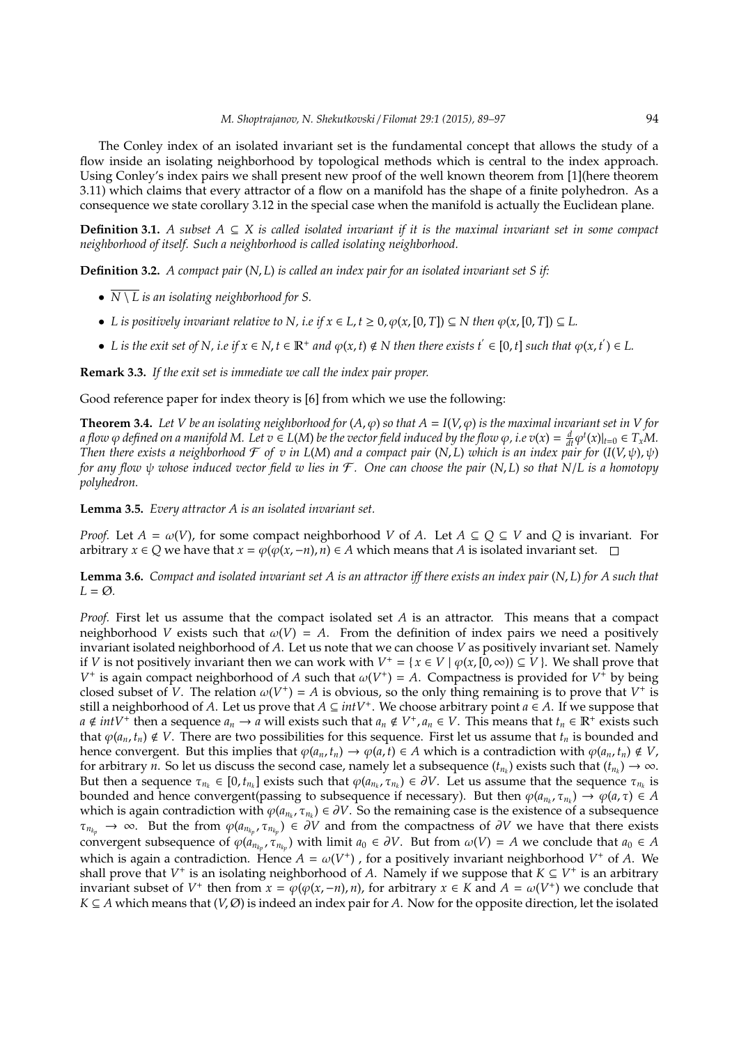The Conley index of an isolated invariant set is the fundamental concept that allows the study of a flow inside an isolating neighborhood by topological methods which is central to the index approach. Using Conley's index pairs we shall present new proof of the well known theorem from [1](here theorem 3.11) which claims that every attractor of a flow on a manifold has the shape of a finite polyhedron. As a consequence we state corollary 3.12 in the special case when the manifold is actually the Euclidean plane.

**Definition 3.1.** *A subset $A \subseteq X$ is called isolated invariant if it is the maximal invariant set in some compact neighborhood of itself. Such a neighborhood is called isolating neighborhood.*

**Definition 3.2.** *A compact pair $(N, L)$ is called an index pair for an isolated invariant set $S$ if:*

- *$\overline{N \setminus L}$ is an isolating neighborhood for $S$.*
- *$L$ is positively invariant relative to $N$, i.e if $x \in L, t \geq 0, \varphi(x, [0, T]) \subseteq N$ then $\varphi(x, [0, T]) \subseteq L$.*
- *$L$ is the exit set of $N$, i.e if $x \in N, t \in \mathbb{R}^+$ and $\varphi(x, t) \notin N$ then there exists $t' \in [0, t]$ such that $\varphi(x, t') \in L$.*

**Remark 3.3.** *If the exit set is immediate we call the index pair proper.*

Good reference paper for index theory is [6] from which we use the following:

**Theorem 3.4.** *Let $V$ be an isolating neighborhood for $(A, \varphi)$ so that $A = I(V, \varphi)$ is the maximal invariant set in $V$ for a flow $\varphi$ defined on a manifold $M$. Let $v \in L(M)$ be the vector field induced by the flow $\varphi$, i.e $v(x) = \frac{d}{dt}\varphi^t(x)|_{t=0} \in T_x M$. Then there exists a neighborhood $\mathcal{F}$ of $v$ in $L(M)$ and a compact pair $(N, L)$ which is an index pair for $(I(V, \psi), \psi)$ for any flow $\psi$ whose induced vector field $w$ lies in $\mathcal{F}$. One can choose the pair $(N, L)$ so that $N/L$ is a homotopy polyhedron.*

**Lemma 3.5.** *Every attractor $A$ is an isolated invariant set.*

*Proof.* Let $A = \omega(V)$, for some compact neighborhood $V$ of $A$. Let $A \subseteq Q \subseteq V$ and $Q$ is invariant. For arbitrary $x \in Q$ we have that $x = \varphi(\varphi(x, -n), n) \in A$ which means that $A$ is isolated invariant set. $\square$

**Lemma 3.6.** *Compact and isolated invariant set $A$ is an attractor iff there exists an index pair $(N, L)$ for $A$ such that $L = \emptyset$.*

*Proof.* First let us assume that the compact isolated set $A$ is an attractor. This means that a compact neighborhood $V$ exists such that $\omega(V) = A$. From the definition of index pairs we need a positively invariant isolated neighborhood of $A$. Let us note that we can choose $V$ as positively invariant set. Namely if $V$ is not positively invariant then we can work with $V^+ = \{x \in V \mid \varphi(x, [0, \infty)) \subseteq V\}$. We shall prove that $V^+$ is again compact neighborhood of $A$ such that $\omega(V^+) = A$. Compactness is provided for $V^+$ by being closed subset of $V$. The relation $\omega(V^+) = A$ is obvious, so the only thing remaining is to prove that $V^+$ is still a neighborhood of $A$. Let us prove that $A \subseteq intV^+$. We choose arbitrary point $a \in A$. If we suppose that $a \notin intV^+$ then a sequence $a_n \to a$ will exists such that $a_n \notin V^+, a_n \in V$. This means that $t_n \in \mathbb{R}^+$ exists such that $\varphi(a_n, t_n) \notin V$. There are two possibilities for this sequence. First let us assume that $t_n$ is bounded and hence convergent. But this implies that $\varphi(a_n, t_n) \to \varphi(a, t) \in A$ which is a contradiction with $\varphi(a_n, t_n) \notin V$, for arbitrary $n$. So let us discuss the second case, namely let a subsequence $(t_{n_k})$ exists such that $(t_{n_k}) \to \infty$. But then a sequence $\tau_{n_k} \in [0, t_{n_k}]$ exists such that $\varphi(a_{n_k}, \tau_{n_k}) \in \partial V$. Let us assume that the sequence $\tau_{n_k}$ is bounded and hence convergent(passing to subsequence if necessary). But then $\varphi(a_{n_k}, \tau_{n_k}) \to \varphi(a, \tau) \in A$ which is again contradiction with $\varphi(a_{n_k}, \tau_{n_k}) \in \partial V$. So the remaining case is the existence of a subsequence $\tau_{n_{k_p}} \to \infty$. But the from $\varphi(a_{n_{k_p}}, \tau_{n_{k_p}}) \in \partial V$ and from the compactness of $\partial V$ we have that there exists convergent subsequence of $\varphi(a_{n_{k_p}}, \tau_{n_{k_p}})$ with limit $a_0 \in \partial V$. But from $\omega(V) = A$ we conclude that $a_0 \in A$ which is again a contradiction. Hence $A = \omega(V^+)$ , for a positively invariant neighborhood $V^+$ of $A$. We shall prove that $V^+$ is an isolating neighborhood of $A$. Namely if we suppose that $K \subseteq V^+$ is an arbitrary invariant subset of $V^+$ then from $x = \varphi(\varphi(x, -n), n)$, for arbitrary $x \in K$ and $A = \omega(V^+)$ we conclude that $K \subseteq A$ which means that $(V, \emptyset)$ is indeed an index pair for $A$. Now for the opposite direction, let the isolated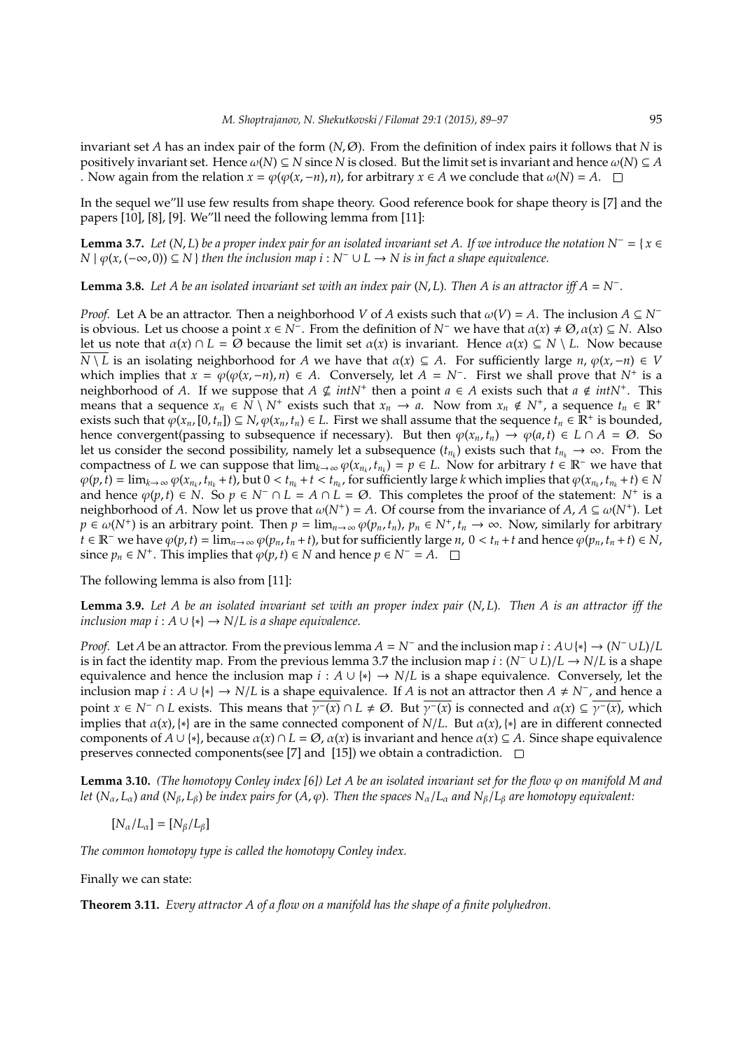invariant set $A$ has an index pair of the form $(N, \emptyset)$. From the definition of index pairs it follows that $N$ is positively invariant set. Hence $\omega(N) \subseteq N$ since $N$ is closed. But the limit set is invariant and hence $\omega(N) \subseteq A$ . Now again from the relation $x = \varphi(\varphi(x, -n), n)$, for arbitrary $x \in A$ we conclude that $\omega(N) = A$. $\square$

In the sequel we"ll use few results from shape theory. Good reference book for shape theory is [7] and the papers [10], [8], [9]. We"ll need the following lemma from [11]:

**Lemma 3.7.** *Let $(N, L)$ be a proper index pair for an isolated invariant set $A$. If we introduce the notation $N^- = \{ x \in N \mid \varphi(x, (-\infty, 0)) \subseteq N \}$ then the inclusion map $i : N^- \cup L \to N$ is in fact a shape equivalence.*

**Lemma 3.8.** *Let $A$ be an isolated invariant set with an index pair $(N, L)$. Then $A$ is an attractor iff $A = N^-$.*

*Proof.* Let A be an attractor. Then a neighborhood $V$ of $A$ exists such that $\omega(V) = A$. The inclusion $A \subseteq N^-$ is obvious. Let us choose a point $x \in N^-$. From the definition of $N^-$ we have that $\alpha(x) \neq \emptyset, \alpha(x) \subseteq N$. Also let us note that $\alpha(x) \cap L = \emptyset$ because the limit set $\alpha(x)$ is invariant. Hence $\alpha(x) \subseteq N \setminus L$. Now because $\overline{N \setminus L}$ is an isolating neighborhood for $A$ we have that $\alpha(x) \subseteq A$. For sufficiently large $n$, $\varphi(x, -n) \in V$ which implies that $x = \varphi(\varphi(x, -n), n) \in A$. Conversely, let $A = N^-$. First we shall prove that $N^+$ is a neighborhood of $A$. If we suppose that $A \not\subseteq intN^+$ then a point $a \in A$ exists such that $a \notin intN^+$. This means that a sequence $x_n \in N \setminus N^+$ exists such that $x_n \to a$. Now from $x_n \notin N^+$, a sequence $t_n \in \mathbb{R}^+$ exists such that $\varphi(x_n, [0, t_n]) \subseteq N, \varphi(x_n, t_n) \in L$. First we shall assume that the sequence $t_n \in \mathbb{R}^+$ is bounded, hence convergent(passing to subsequence if necessary). But then $\varphi(x_n, t_n) \to \varphi(a, t) \in L \cap A = \emptyset$. So let us consider the second possibility, namely let a subsequence $(t_{n_k})$ exists such that $t_{n_k} \to \infty$. From the compactness of $L$ we can suppose that $\lim_{k\to\infty} \varphi(x_{n_k}, t_{n_k}) = p \in L$. Now for arbitrary $t \in \mathbb{R}^-$ we have that $\varphi(p, t) = \lim_{k\to\infty} \varphi(x_{n_k}, t_{n_k} + t)$, but $0 < t_{n_k} + t < t_{n_k}$, for sufficiently large $k$ which implies that $\varphi(x_{n_k}, t_{n_k} + t) \in N$ and hence $\varphi(p, t) \in N$. So $p \in N^- \cap L = A \cap L = \emptyset$. This completes the proof of the statement: $N^+$ is a neighborhood of $A$. Now let us prove that $\omega(N^+) = A$. Of course from the invariance of $A$, $A \subseteq \omega(N^+)$. Let $p \in \omega(N^+)$ is an arbitrary point. Then $p = \lim_{n\to\infty} \varphi(p_n, t_n)$, $p_n \in N^+, t_n \to \infty$. Now, similarly for arbitrary $t \in \mathbb{R}^-$ we have $\varphi(p, t) = \lim_{n\to\infty} \varphi(p_n, t_n + t)$, but for sufficiently large $n$, $0 < t_n + t$ and hence $\varphi(p_n, t_n + t) \in N$, since $p_n \in N^+$. This implies that $\varphi(p, t) \in N$ and hence $p \in N^- = A$. $\square$

The following lemma is also from [11]:

**Lemma 3.9.** *Let $A$ be an isolated invariant set with an proper index pair $(N, L)$. Then $A$ is an attractor iff the inclusion map $i : A \cup \{*\} \to N/L$ is a shape equivalence.*

*Proof.* Let $A$ be an attractor. From the previous lemma $A = N^-$ and the inclusion map $i : A \cup \{*\} \to (N^- \cup L)/L$ is in fact the identity map. From the previous lemma 3.7 the inclusion map $i : (N^- \cup L)/L \to N/L$ is a shape equivalence and hence the inclusion map $i : A \cup \{*\} \to N/L$ is a shape equivalence. Conversely, let the inclusion map $i : A \cup \{*\} \to N/L$ is a shape equivalence. If $A$ is not an attractor then $A \neq N^-$, and hence a point $x \in N^- \cap L$ exists. This means that $\overline{\gamma^-(x)} \cap L \neq \emptyset$. But $\overline{\gamma^-(x)}$ is connected and $\alpha(x) \subseteq \overline{\gamma^-(x)}$, which implies that $\alpha(x), \{*\}$ are in the same connected component of $N/L$. But $\alpha(x), \{*\}$ are in different connected components of $A \cup \{*\}$, because $\alpha(x) \cap L = \emptyset$, $\alpha(x)$ is invariant and hence $\alpha(x) \subseteq A$. Since shape equivalence preserves connected components(see [7] and [15]) we obtain a contradiction. $\square$

**Lemma 3.10.** *(The homotopy Conley index [6]) Let $A$ be an isolated invariant set for the flow $\varphi$ on manifold $M$ and let $(N_\alpha, L_\alpha)$ and $(N_\beta, L_\beta)$ be index pairs for $(A, \varphi)$. Then the spaces $N_\alpha/L_\alpha$ and $N_\beta/L_\beta$ are homotopy equivalent:*

$$[N_\alpha/L_\alpha] = [N_\beta/L_\beta]$$

*The common homotopy type is called the homotopy Conley index.*

Finally we can state:

**Theorem 3.11.** *Every attractor $A$ of a flow on a manifold has the shape of a finite polyhedron.*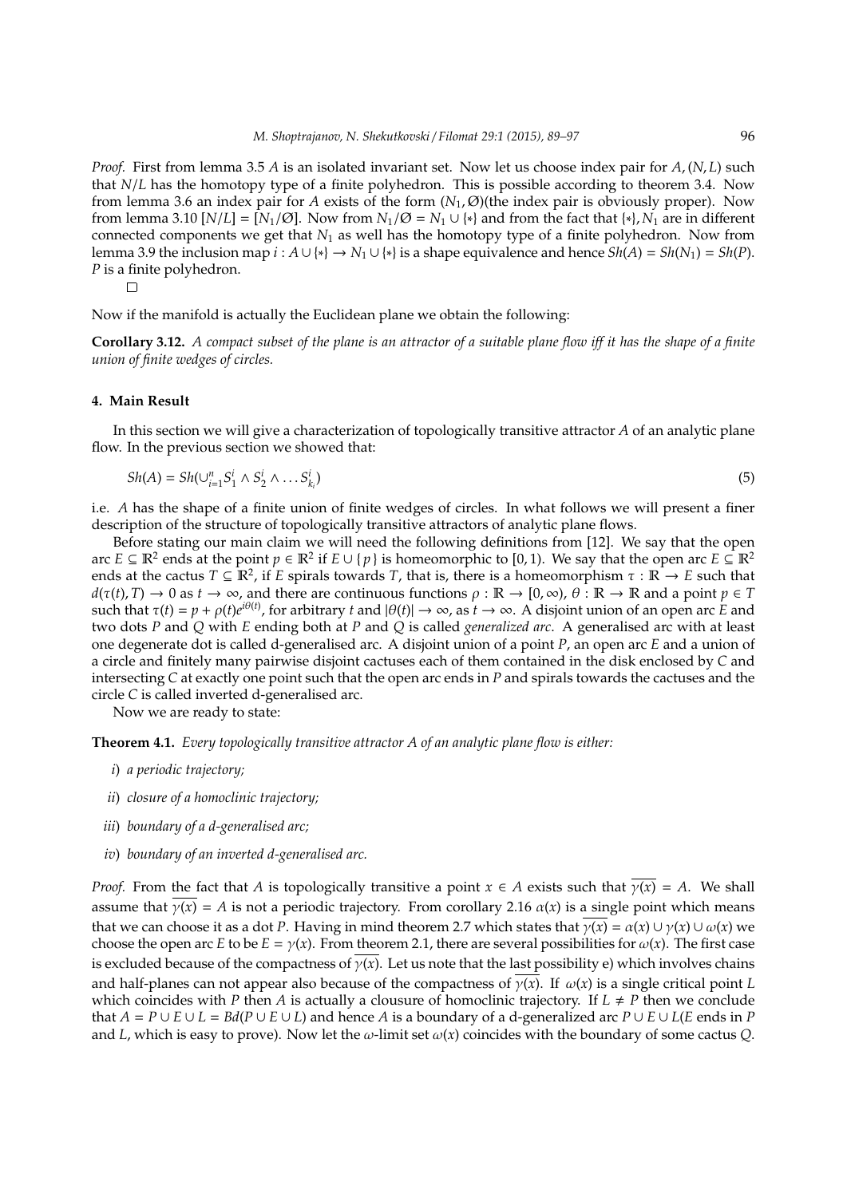*Proof.* First from lemma 3.5 $A$ is an isolated invariant set. Now let us choose index pair for $A$, $(N, L)$ such that $N/L$ has the homotopy type of a finite polyhedron. This is possible according to theorem 3.4. Now from lemma 3.6 an index pair for $A$ exists of the form $(N_1, \emptyset)$(the index pair is obviously proper). Now from lemma 3.10 $[N/L] = [N_1/\emptyset]$. Now from $N_1/\emptyset = N_1 \cup \{*\}$ and from the fact that $\{*\}, N_1$ are in different connected components we get that $N_1$ as well has the homotopy type of a finite polyhedron. Now from lemma 3.9 the inclusion map $i : A \cup \{*\} \to N_1 \cup \{*\}$ is a shape equivalence and hence $Sh(A) = Sh(N_1) = Sh(P)$. $P$ is a finite polyhedron.

□

Now if the manifold is actually the Euclidean plane we obtain the following:

**Corollary 3.12.** *A compact subset of the plane is an attractor of a suitable plane flow iff it has the shape of a finite union of finite wedges of circles.*

## 4. Main Result

In this section we will give a characterization of topologically transitive attractor $A$ of an analytic plane flow. In the previous section we showed that:

$$Sh(A) = Sh(\cup_{i=1}^{n} S_1^i \wedge S_2^i \wedge \dots S_{k_i}^i) \tag{5}$$

i.e. $A$ has the shape of a finite union of finite wedges of circles. In what follows we will present a finer description of the structure of topologically transitive attractors of analytic plane flows.

Before stating our main claim we will need the following definitions from [12]. We say that the open arc $E \subseteq \mathbb{R}^2$ ends at the point $p \in \mathbb{R}^2$ if $E \cup \{p\}$ is homeomorphic to $[0, 1)$. We say that the open arc $E \subseteq \mathbb{R}^2$ ends at the cactus $T \subseteq \mathbb{R}^2$, if $E$ spirals towards $T$, that is, there is a homeomorphism $\tau : \mathbb{R} \to E$ such that $d(\tau(t), T) \to 0$ as $t \to \infty$, and there are continuous functions $\rho : \mathbb{R} \to [0, \infty)$, $\theta : \mathbb{R} \to \mathbb{R}$ and a point $p \in T$ such that $\tau(t) = p + \rho(t)e^{i\theta(t)}$, for arbitrary $t$ and $|\theta(t)| \to \infty$, as $t \to \infty$. A disjoint union of an open arc $E$ and two dots $P$ and $Q$ with $E$ ending both at $P$ and $Q$ is called *generalized arc*. A generalised arc with at least one degenerate dot is called d-generalised arc. A disjoint union of a point $P$, an open arc $E$ and a union of a circle and finitely many pairwise disjoint cactuses each of them contained in the disk enclosed by $C$ and intersecting $C$ at exactly one point such that the open arc ends in $P$ and spirals towards the cactuses and the circle $C$ is called inverted d-generalised arc.

Now we are ready to state:

**Theorem 4.1.** *Every topologically transitive attractor $A$ of an analytic plane flow is either:*

*i) a periodic trajectory;*

*ii) closure of a homoclinic trajectory;*

*iii) boundary of a d-generalised arc;*

*iv) boundary of an inverted d-generalised arc.*

*Proof.* From the fact that $A$ is topologically transitive a point $x \in A$ exists such that $\overline{\gamma(x)} = A$. We shall assume that $\overline{\gamma(x)} = A$ is not a periodic trajectory. From corollary 2.16 $\alpha(x)$ is a single point which means that we can choose it as a dot $P$. Having in mind theorem 2.7 which states that $\overline{\gamma(x)} = \alpha(x) \cup \gamma(x) \cup \omega(x)$ we choose the open arc $E$ to be $E = \gamma(x)$. From theorem 2.1, there are several possibilities for $\omega(x)$. The first case is excluded because of the compactness of $\overline{\gamma(x)}$. Let us note that the last possibility e) which involves chains and half-planes can not appear also because of the compactness of $\overline{\gamma(x)}$. If $\omega(x)$ is a single critical point $L$ which coincides with $P$ then $A$ is actually a clousure of homoclinic trajectory. If $L \neq P$ then we conclude that $A = P \cup E \cup L = Bd(P \cup E \cup L)$ and hence $A$ is a boundary of a d-generalized arc $P \cup E \cup L$($E$ ends in $P$ and $L$, which is easy to prove). Now let the $\omega$-limit set $\omega(x)$ coincides with the boundary of some cactus $Q$.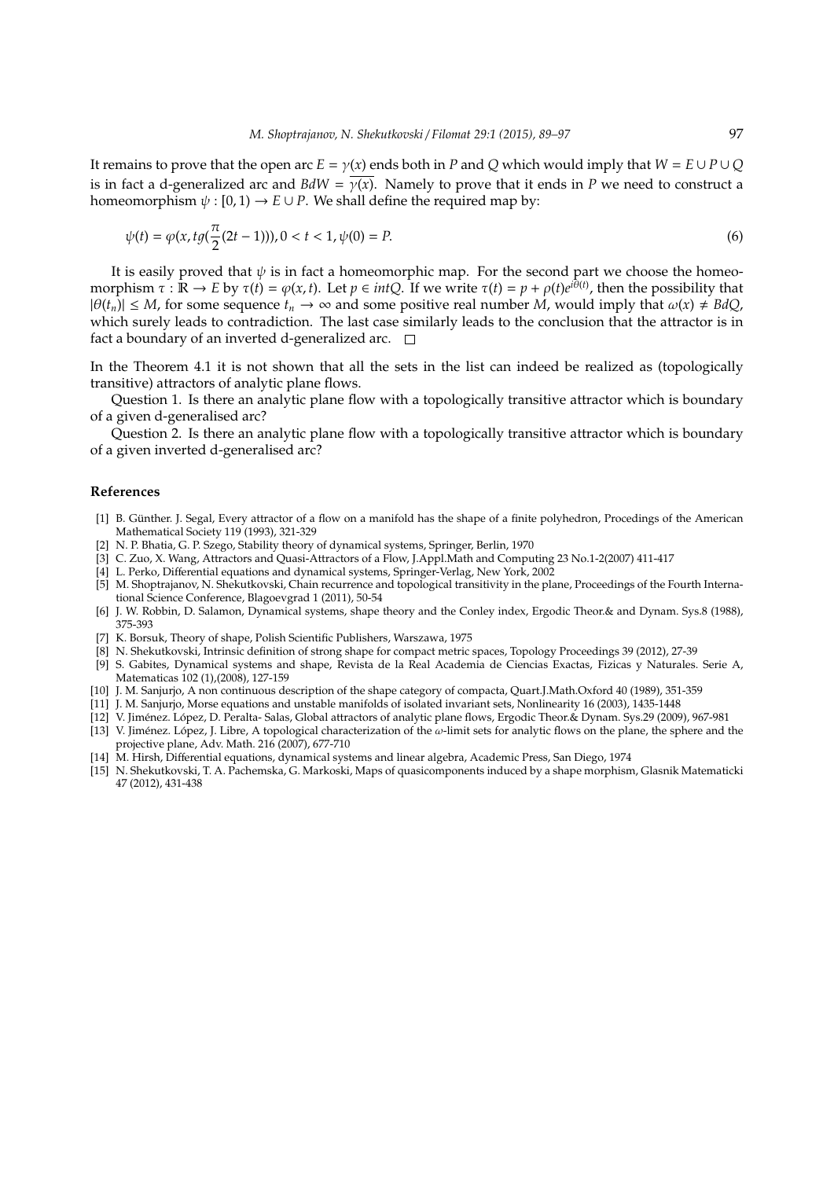It remains to prove that the open arc $E = \gamma(x)$ ends both in $P$ and $Q$ which would imply that $W = E \cup P \cup Q$ is in fact a d-generalized arc and $BdW = \overline{\gamma(x)}$. Namely to prove that it ends in $P$ we need to construct a homeomorphism $\psi : [0,1) \to E \cup P$. We shall define the required map by:

$$\psi(t) = \varphi(x, tg(\frac{\pi}{2}(2t-1))), 0 < t < 1, \psi(0) = P. \tag{6}$$

It is easily proved that $\psi$ is in fact a homeomorphic map. For the second part we choose the homeomorphism $\tau : \mathbb{R} \to E$ by $\tau(t) = \varphi(x,t)$. Let $p \in intQ$. If we write $\tau(t) = p + \rho(t)e^{i\theta(t)}$, then the possibility that $|\theta(t_n)| \leq M$, for some sequence $t_n \to \infty$ and some positive real number $M$, would imply that $\omega(x) \neq BdQ$, which surely leads to contradiction. The last case similarly leads to the conclusion that the attractor is in fact a boundary of an inverted d-generalized arc. $\square$

In the Theorem 4.1 it is not shown that all the sets in the list can indeed be realized as (topologically transitive) attractors of analytic plane flows.

Question 1. Is there an analytic plane flow with a topologically transitive attractor which is boundary of a given d-generalised arc?

Question 2. Is there an analytic plane flow with a topologically transitive attractor which is boundary of a given inverted d-generalised arc?

## References

[1] B. Günther. J. Segal, Every attractor of a flow on a manifold has the shape of a finite polyhedron, Procedings of the American Mathematical Society 119 (1993), 321-329

[2] N. P. Bhatia, G. P. Szego, Stability theory of dynamical systems, Springer, Berlin, 1970

[3] C. Zuo, X. Wang, Attractors and Quasi-Attractors of a Flow, J.Appl.Math and Computing 23 No.1-2(2007) 411-417

[4] L. Perko, Differential equations and dynamical systems, Springer-Verlag, New York, 2002

[5] M. Shoptrajanov, N. Shekutkovski, Chain recurrence and topological transitivity in the plane, Proceedings of the Fourth International Science Conference, Blagoevgrad 1 (2011), 50-54

[6] J. W. Robbin, D. Salamon, Dynamical systems, shape theory and the Conley index, Ergodic Theor.& and Dynam. Sys.8 (1988), 375-393

[7] K. Borsuk, Theory of shape, Polish Scientific Publishers, Warszawa, 1975

[8] N. Shekutkovski, Intrinsic definition of strong shape for compact metric spaces, Topology Proceedings 39 (2012), 27-39

[9] S. Gabites, Dynamical systems and shape, Revista de la Real Academia de Ciencias Exactas, Fizicas y Naturales. Serie A, Matematicas 102 (1),(2008), 127-159

[10] J. M. Sanjurjo, A non continuous description of the shape category of compacta, Quart.J.Math.Oxford 40 (1989), 351-359

[11] J. M. Sanjurjo, Morse equations and unstable manifolds of isolated invariant sets, Nonlinearity 16 (2003), 1435-1448

[12] V. Jiménez. López, D. Peralta- Salas, Global attractors of analytic plane flows, Ergodic Theor.& Dynam. Sys.29 (2009), 967-981

[13] V. Jiménez. López, J. Libre, A topological characterization of the $\omega$-limit sets for analytic flows on the plane, the sphere and the projective plane, Adv. Math. 216 (2007), 677-710

[14] M. Hirsh, Differential equations, dynamical systems and linear algebra, Academic Press, San Diego, 1974

[15] N. Shekutkovski, T. A. Pachemska, G. Markoski, Maps of quasicomponents induced by a shape morphism, Glasnik Matematicki 47 (2012), 431-438